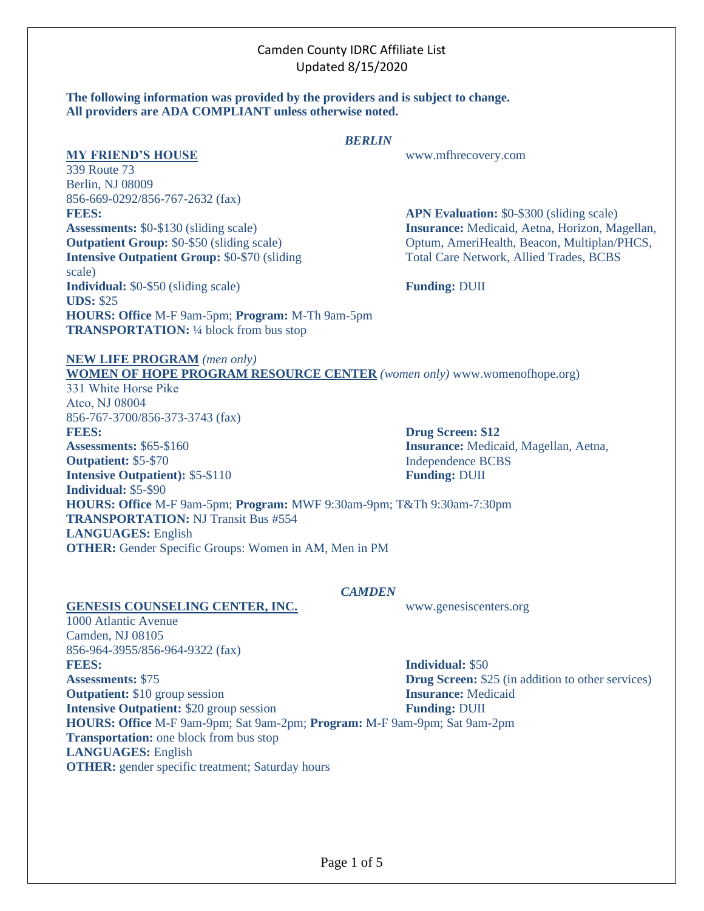# Camden County IDRC Affiliate List
Updated 8/15/2020

**The following information was provided by the providers and is subject to change.**
**All providers are ADA COMPLIANT unless otherwise noted.**

## *BERLIN*

### MY FRIEND'S HOUSE

www.mfhrecovery.com

339 Route 73
Berlin, NJ 08009
856-669-0292/856-767-2632 (fax)

**FEES:**
**Assessments:** $0-$130 (sliding scale)
**Outpatient Group:** $0-$50 (sliding scale)
**Intensive Outpatient Group:** $0-$70 (sliding scale)
**Individual:** $0-$50 (sliding scale)
**UDS:** $25
**APN Evaluation:** $0-$300 (sliding scale)
**Insurance:** Medicaid, Aetna, Horizon, Magellan, Optum, AmeriHealth, Beacon, Multiplan/PHCS, Total Care Network, Allied Trades, BCBS
**Funding:** DUII
**HOURS: Office** M-F 9am-5pm; **Program:** M-Th 9am-5pm
**TRANSPORTATION:** ¼ block from bus stop

### NEW LIFE PROGRAM *(men only)*
### WOMEN OF HOPE PROGRAM RESOURCE CENTER *(women only)* www.womenofhope.org)

331 White Horse Pike
Atco, NJ 08004
856-767-3700/856-373-3743 (fax)

**FEES:**
**Assessments:** $65-$160
**Outpatient:** $5-$70
**Intensive Outpatient):** $5-$110
**Individual:** $5-$90
**Drug Screen: $12**
**Insurance:** Medicaid, Magellan, Aetna, Independence BCBS
**Funding:** DUII
**HOURS: Office** M-F 9am-5pm; **Program:** MWF 9:30am-9pm; T&Th 9:30am-7:30pm
**TRANSPORTATION:** NJ Transit Bus #554
**LANGUAGES:** English
**OTHER:** Gender Specific Groups: Women in AM, Men in PM

## *CAMDEN*

### GENESIS COUNSELING CENTER, INC.

www.genesiscenters.org

1000 Atlantic Avenue
Camden, NJ 08105
856-964-3955/856-964-9322 (fax)

**FEES:**
**Assessments:** $75
**Outpatient:** $10 group session
**Intensive Outpatient:** $20 group session
**Individual:** $50
**Drug Screen:** $25 (in addition to other services)
**Insurance:** Medicaid
**Funding:** DUII
**HOURS: Office** M-F 9am-9pm; Sat 9am-2pm; **Program:** M-F 9am-9pm; Sat 9am-2pm
**Transportation:** one block from bus stop
**LANGUAGES:** English
**OTHER:** gender specific treatment; Saturday hours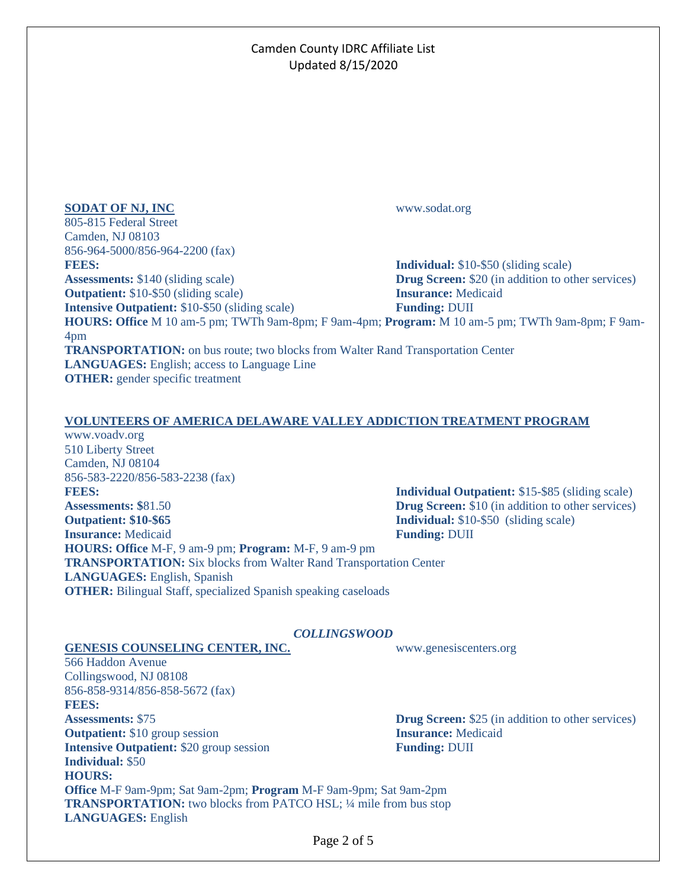Camden County IDRC Affiliate List
Updated 8/15/2020

**SODAT OF NJ, INC**

www.sodat.org

805-815 Federal Street
Camden, NJ 08103
856-964-5000/856-964-2200 (fax)

**FEES:**
**Assessments:** $140 (sliding scale)
**Outpatient:** $10-$50 (sliding scale)
**Intensive Outpatient:** $10-$50 (sliding scale)
**Individual:** $10-$50 (sliding scale)
**Drug Screen:** $20 (in addition to other services)
**Insurance:** Medicaid
**Funding:** DUII

**HOURS: Office** M 10 am-5 pm; TWTh 9am-8pm; F 9am-4pm; **Program:** M 10 am-5 pm; TWTh 9am-8pm; F 9am-4pm
**TRANSPORTATION:** on bus route; two blocks from Walter Rand Transportation Center
**LANGUAGES:** English; access to Language Line
**OTHER:** gender specific treatment

**VOLUNTEERS OF AMERICA DELAWARE VALLEY ADDICTION TREATMENT PROGRAM**

www.voadv.org
510 Liberty Street
Camden, NJ 08104
856-583-2220/856-583-2238 (fax)

**FEES:**
**Assessments: $**81.50
**Outpatient: $10-$65**
**Insurance:** Medicaid
**Individual Outpatient:** $15-$85 (sliding scale)
**Drug Screen:** $10 (in addition to other services)
**Individual:** $10-$50 (sliding scale)
**Funding:** DUII

**HOURS: Office** M-F, 9 am-9 pm; **Program:** M-F, 9 am-9 pm
**TRANSPORTATION:** Six blocks from Walter Rand Transportation Center
**LANGUAGES:** English, Spanish
**OTHER:** Bilingual Staff, specialized Spanish speaking caseloads

### *COLLINGSWOOD*

**GENESIS COUNSELING CENTER, INC.**

www.genesiscenters.org

566 Haddon Avenue
Collingswood, NJ 08108
856-858-9314/856-858-5672 (fax)

**FEES:**
**Assessments:** $75
**Outpatient:** $10 group session
**Intensive Outpatient:** $20 group session
**Individual:** $50
**Drug Screen:** $25 (in addition to other services)
**Insurance:** Medicaid
**Funding:** DUII

**HOURS:**
**Office** M-F 9am-9pm; Sat 9am-2pm; **Program** M-F 9am-9pm; Sat 9am-2pm
**TRANSPORTATION:** two blocks from PATCO HSL; ¼ mile from bus stop
**LANGUAGES:** English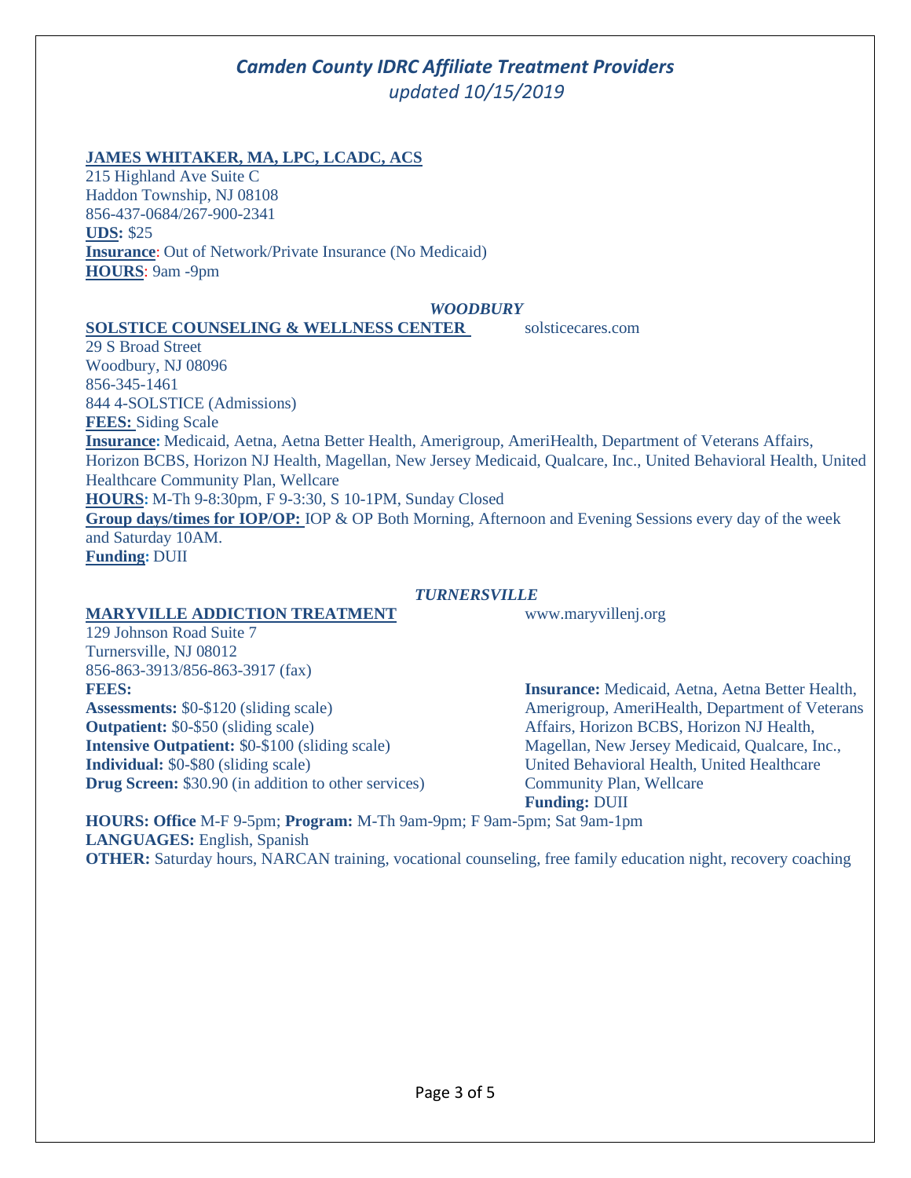# *Camden County IDRC Affiliate Treatment Providers*

*updated 10/15/2019*

**JAMES WHITAKER, MA, LPC, LCADC, ACS**
215 Highland Ave Suite C
Haddon Township, NJ 08108
856-437-0684/267-900-2341
**UDS:** $25
**Insurance**: Out of Network/Private Insurance (No Medicaid)
**HOURS**: 9am -9pm

### *WOODBURY*

**SOLSTICE COUNSELING & WELLNESS CENTER** solsticecares.com
29 S Broad Street
Woodbury, NJ 08096
856-345-1461
844 4-SOLSTICE (Admissions)
**FEES:** Siding Scale
**Insurance:** Medicaid, Aetna, Aetna Better Health, Amerigroup, AmeriHealth, Department of Veterans Affairs, Horizon BCBS, Horizon NJ Health, Magellan, New Jersey Medicaid, Qualcare, Inc., United Behavioral Health, United Healthcare Community Plan, Wellcare
**HOURS:** M-Th 9-8:30pm, F 9-3:30, S 10-1PM, Sunday Closed
**Group days/times for IOP/OP:** IOP & OP Both Morning, Afternoon and Evening Sessions every day of the week and Saturday 10AM.
**Funding:** DUII

### *TURNERSVILLE*

**MARYVILLE ADDICTION TREATMENT** www.maryvillenj.org
129 Johnson Road Suite 7
Turnersville, NJ 08012
856-863-3913/856-863-3917 (fax)

**FEES:**
**Assessments:** $0-$120 (sliding scale)
**Outpatient:** $0-$50 (sliding scale)
**Intensive Outpatient:** $0-$100 (sliding scale)
**Individual:** $0-$80 (sliding scale)
**Drug Screen:** $30.90 (in addition to other services)

**Insurance:** Medicaid, Aetna, Aetna Better Health, Amerigroup, AmeriHealth, Department of Veterans Affairs, Horizon BCBS, Horizon NJ Health, Magellan, New Jersey Medicaid, Qualcare, Inc., United Behavioral Health, United Healthcare Community Plan, Wellcare
**Funding:** DUII

**HOURS: Office** M-F 9-5pm; **Program:** M-Th 9am-9pm; F 9am-5pm; Sat 9am-1pm
**LANGUAGES:** English, Spanish
**OTHER:** Saturday hours, NARCAN training, vocational counseling, free family education night, recovery coaching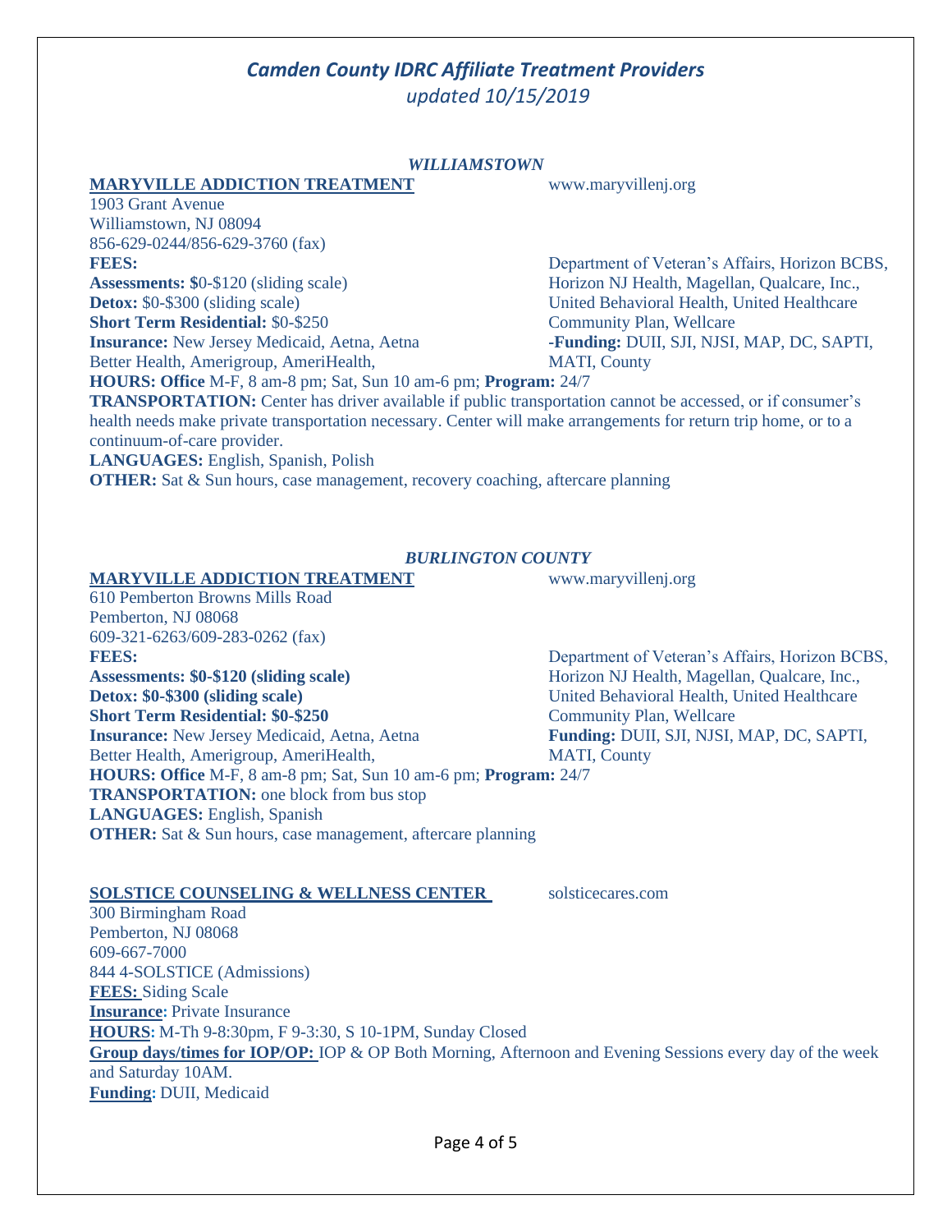# *Camden County IDRC Affiliate Treatment Providers*
*updated 10/15/2019*

### *WILLIAMSTOWN*

**MARYVILLE ADDICTION TREATMENT** www.maryvillenj.org

1903 Grant Avenue
Williamstown, NJ 08094
856-629-0244/856-629-3760 (fax)

**FEES:**
**Assessments: $**0-$120 (sliding scale)
**Detox:** $0-$300 (sliding scale)
**Short Term Residential:** $0-$250
**Insurance:** New Jersey Medicaid, Aetna, Aetna Better Health, Amerigroup, AmeriHealth, Department of Veteran's Affairs, Horizon BCBS, Horizon NJ Health, Magellan, Qualcare, Inc., United Behavioral Health, United Healthcare Community Plan, Wellcare
**-Funding:** DUII, SJI, NJSI, MAP, DC, SAPTI, MATI, County
**HOURS: Office** M-F, 8 am-8 pm; Sat, Sun 10 am-6 pm; **Program:** 24/7
**TRANSPORTATION:** Center has driver available if public transportation cannot be accessed, or if consumer's health needs make private transportation necessary. Center will make arrangements for return trip home, or to a continuum-of-care provider.
**LANGUAGES:** English, Spanish, Polish
**OTHER:** Sat & Sun hours, case management, recovery coaching, aftercare planning

### *BURLINGTON COUNTY*

**MARYVILLE ADDICTION TREATMENT** www.maryvillenj.org

610 Pemberton Browns Mills Road
Pemberton, NJ 08068
609-321-6263/609-283-0262 (fax)

**FEES:**
**Assessments: $0-$120 (sliding scale)**
**Detox: $0-$300 (sliding scale)**
**Short Term Residential: $0-$250**
**Insurance:** New Jersey Medicaid, Aetna, Aetna Better Health, Amerigroup, AmeriHealth, Department of Veteran's Affairs, Horizon BCBS, Horizon NJ Health, Magellan, Qualcare, Inc., United Behavioral Health, United Healthcare Community Plan, Wellcare
**Funding:** DUII, SJI, NJSI, MAP, DC, SAPTI, MATI, County
**HOURS: Office** M-F, 8 am-8 pm; Sat, Sun 10 am-6 pm; **Program:** 24/7
**TRANSPORTATION:** one block from bus stop
**LANGUAGES:** English, Spanish
**OTHER:** Sat & Sun hours, case management, aftercare planning

**SOLSTICE COUNSELING & WELLNESS CENTER** solsticecares.com

300 Birmingham Road
Pemberton, NJ 08068
609-667-7000
844 4-SOLSTICE (Admissions)
**FEES:** Siding Scale
**Insurance:** Private Insurance
**HOURS:** M-Th 9-8:30pm, F 9-3:30, S 10-1PM, Sunday Closed
**Group days/times for IOP/OP:** IOP & OP Both Morning, Afternoon and Evening Sessions every day of the week and Saturday 10AM.
**Funding:** DUII, Medicaid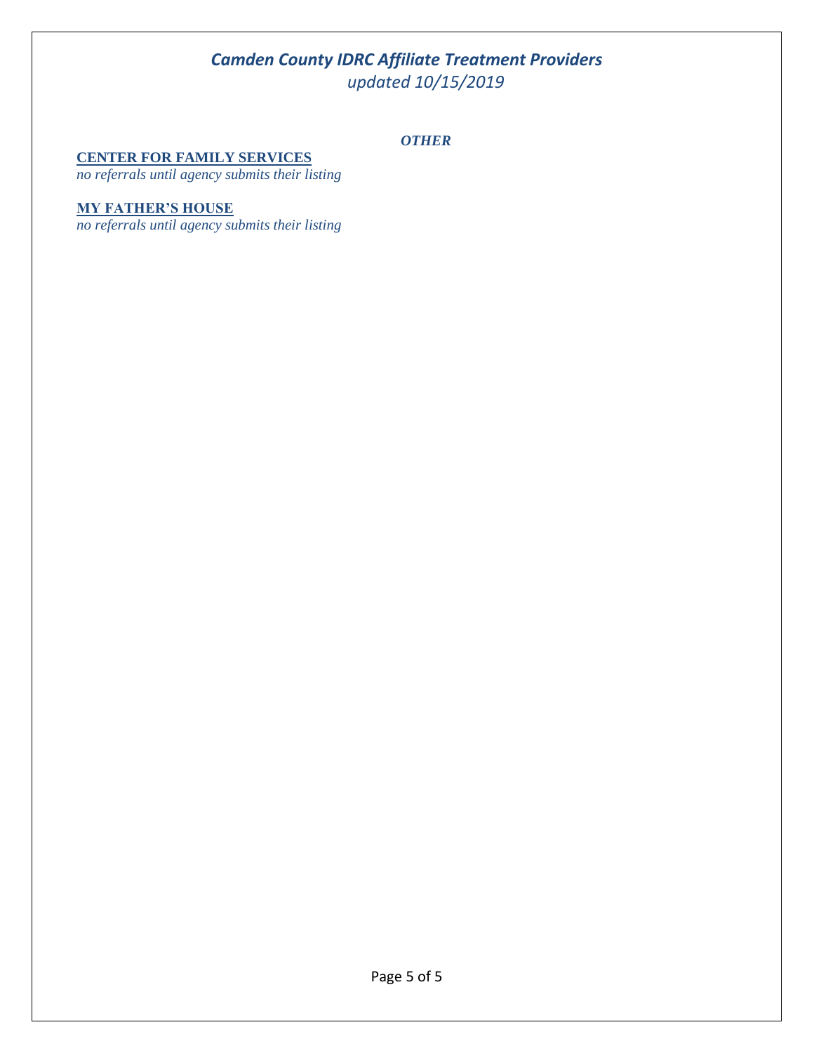*OTHER*

**CENTER FOR FAMILY SERVICES**
*no referrals until agency submits their listing*

**MY FATHER'S HOUSE**
*no referrals until agency submits their listing*